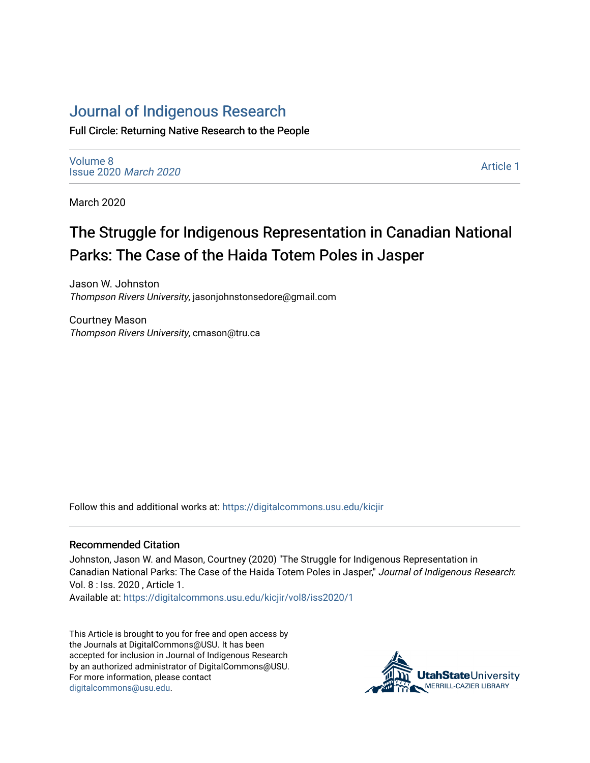# Journal of Indigenous Research

Full Circle: Returning Native Research to the People

Volume 8
Issue 2020 *March 2020*

Article 1

March 2020

## The Struggle for Indigenous Representation in Canadian National Parks: The Case of the Haida Totem Poles in Jasper

Jason W. Johnston
*Thompson Rivers University*, jasonjohnstonsedore@gmail.com

Courtney Mason
*Thompson Rivers University*, cmason@tru.ca

Follow this and additional works at: https://digitalcommons.usu.edu/kicjir

### Recommended Citation

Johnston, Jason W. and Mason, Courtney (2020) "The Struggle for Indigenous Representation in Canadian National Parks: The Case of the Haida Totem Poles in Jasper," *Journal of Indigenous Research*: Vol. 8 : Iss. 2020 , Article 1.
Available at: https://digitalcommons.usu.edu/kicjir/vol8/iss2020/1

This Article is brought to you for free and open access by the Journals at DigitalCommons@USU. It has been accepted for inclusion in Journal of Indigenous Research by an authorized administrator of DigitalCommons@USU. For more information, please contact digitalcommons@usu.edu.

UtahStateUniversity
MERRILL-CAZIER LIBRARY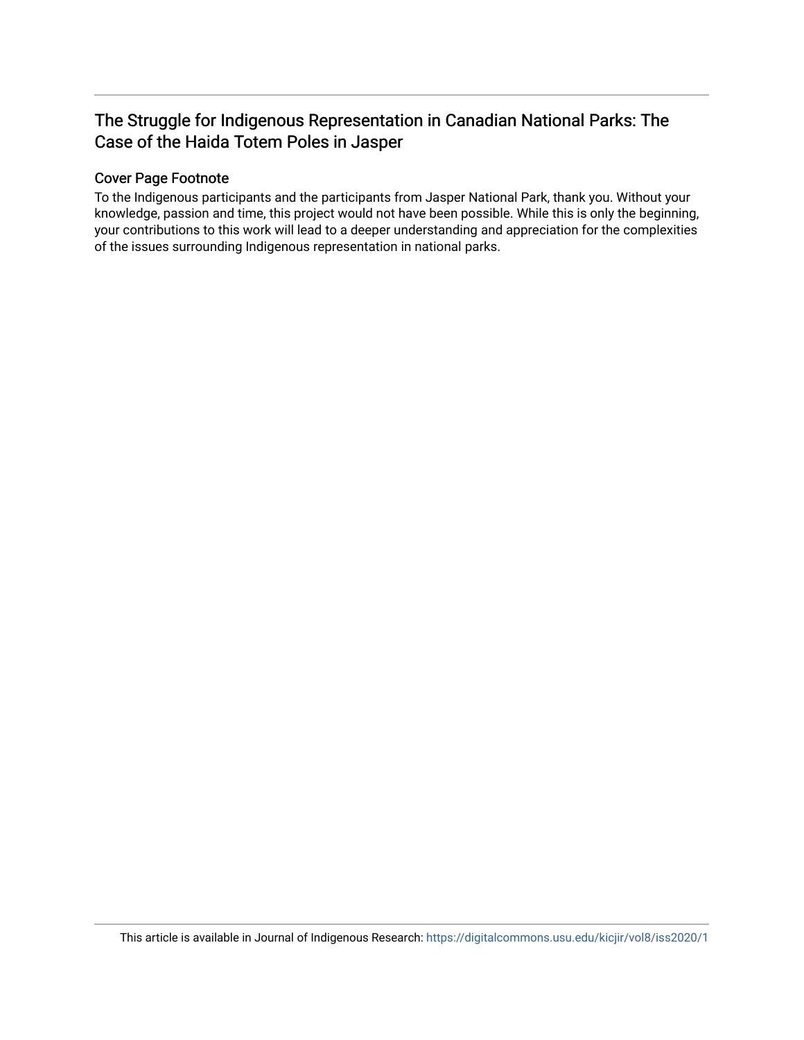## The Struggle for Indigenous Representation in Canadian National Parks: The Case of the Haida Totem Poles in Jasper

### Cover Page Footnote

To the Indigenous participants and the participants from Jasper National Park, thank you. Without your knowledge, passion and time, this project would not have been possible. While this is only the beginning, your contributions to this work will lead to a deeper understanding and appreciation for the complexities of the issues surrounding Indigenous representation in national parks.

This article is available in Journal of Indigenous Research: https://digitalcommons.usu.edu/kicjir/vol8/iss2020/1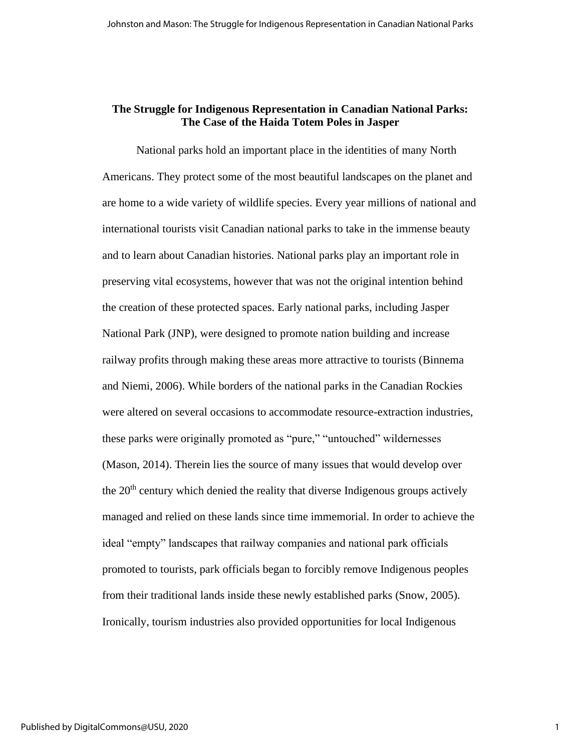## The Struggle for Indigenous Representation in Canadian National Parks: The Case of the Haida Totem Poles in Jasper

National parks hold an important place in the identities of many North Americans. They protect some of the most beautiful landscapes on the planet and are home to a wide variety of wildlife species. Every year millions of national and international tourists visit Canadian national parks to take in the immense beauty and to learn about Canadian histories. National parks play an important role in preserving vital ecosystems, however that was not the original intention behind the creation of these protected spaces. Early national parks, including Jasper National Park (JNP), were designed to promote nation building and increase railway profits through making these areas more attractive to tourists (Binnema and Niemi, 2006). While borders of the national parks in the Canadian Rockies were altered on several occasions to accommodate resource-extraction industries, these parks were originally promoted as "pure," "untouched" wildernesses (Mason, 2014). Therein lies the source of many issues that would develop over the 20th century which denied the reality that diverse Indigenous groups actively managed and relied on these lands since time immemorial. In order to achieve the ideal "empty" landscapes that railway companies and national park officials promoted to tourists, park officials began to forcibly remove Indigenous peoples from their traditional lands inside these newly established parks (Snow, 2005). Ironically, tourism industries also provided opportunities for local Indigenous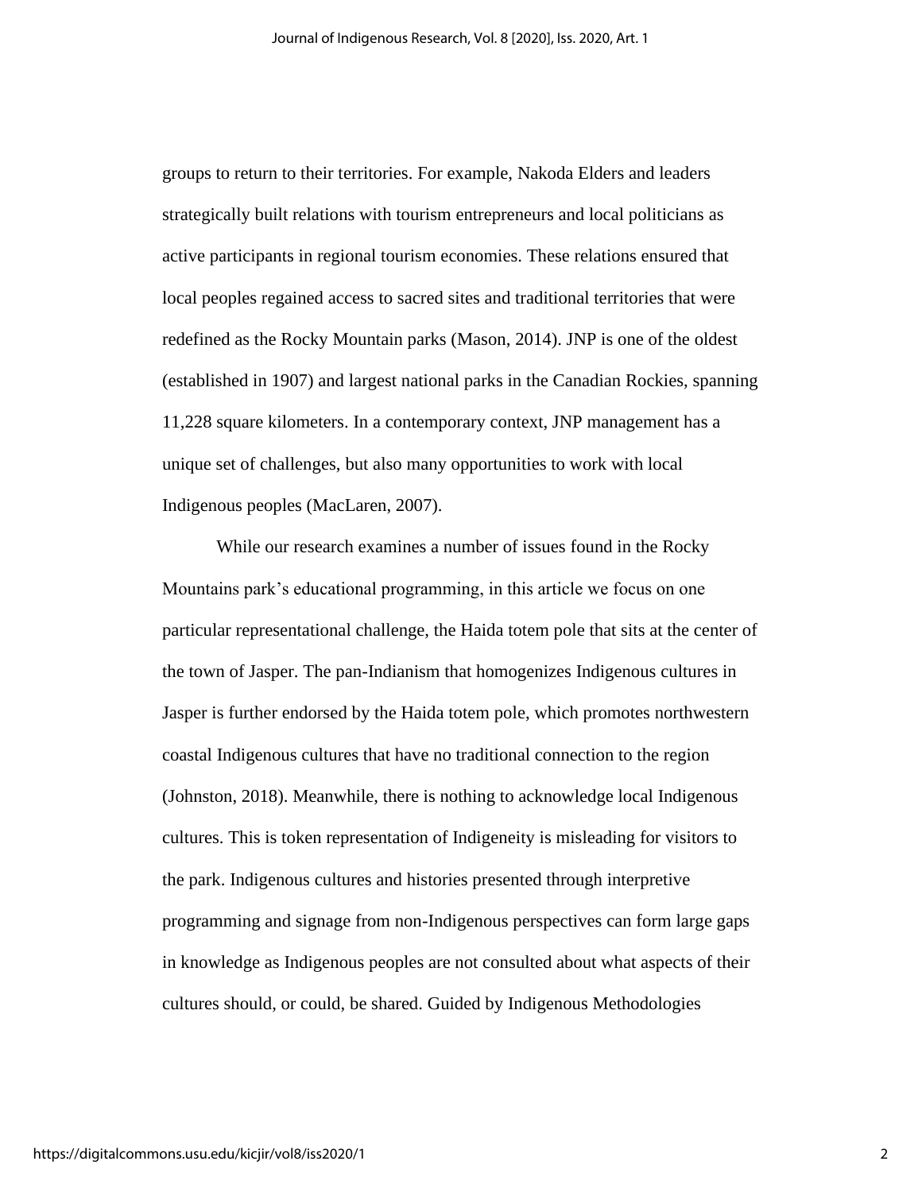groups to return to their territories. For example, Nakoda Elders and leaders strategically built relations with tourism entrepreneurs and local politicians as active participants in regional tourism economies. These relations ensured that local peoples regained access to sacred sites and traditional territories that were redefined as the Rocky Mountain parks (Mason, 2014). JNP is one of the oldest (established in 1907) and largest national parks in the Canadian Rockies, spanning 11,228 square kilometers. In a contemporary context, JNP management has a unique set of challenges, but also many opportunities to work with local Indigenous peoples (MacLaren, 2007).

While our research examines a number of issues found in the Rocky Mountains park's educational programming, in this article we focus on one particular representational challenge, the Haida totem pole that sits at the center of the town of Jasper. The pan-Indianism that homogenizes Indigenous cultures in Jasper is further endorsed by the Haida totem pole, which promotes northwestern coastal Indigenous cultures that have no traditional connection to the region (Johnston, 2018). Meanwhile, there is nothing to acknowledge local Indigenous cultures. This is token representation of Indigeneity is misleading for visitors to the park. Indigenous cultures and histories presented through interpretive programming and signage from non-Indigenous perspectives can form large gaps in knowledge as Indigenous peoples are not consulted about what aspects of their cultures should, or could, be shared. Guided by Indigenous Methodologies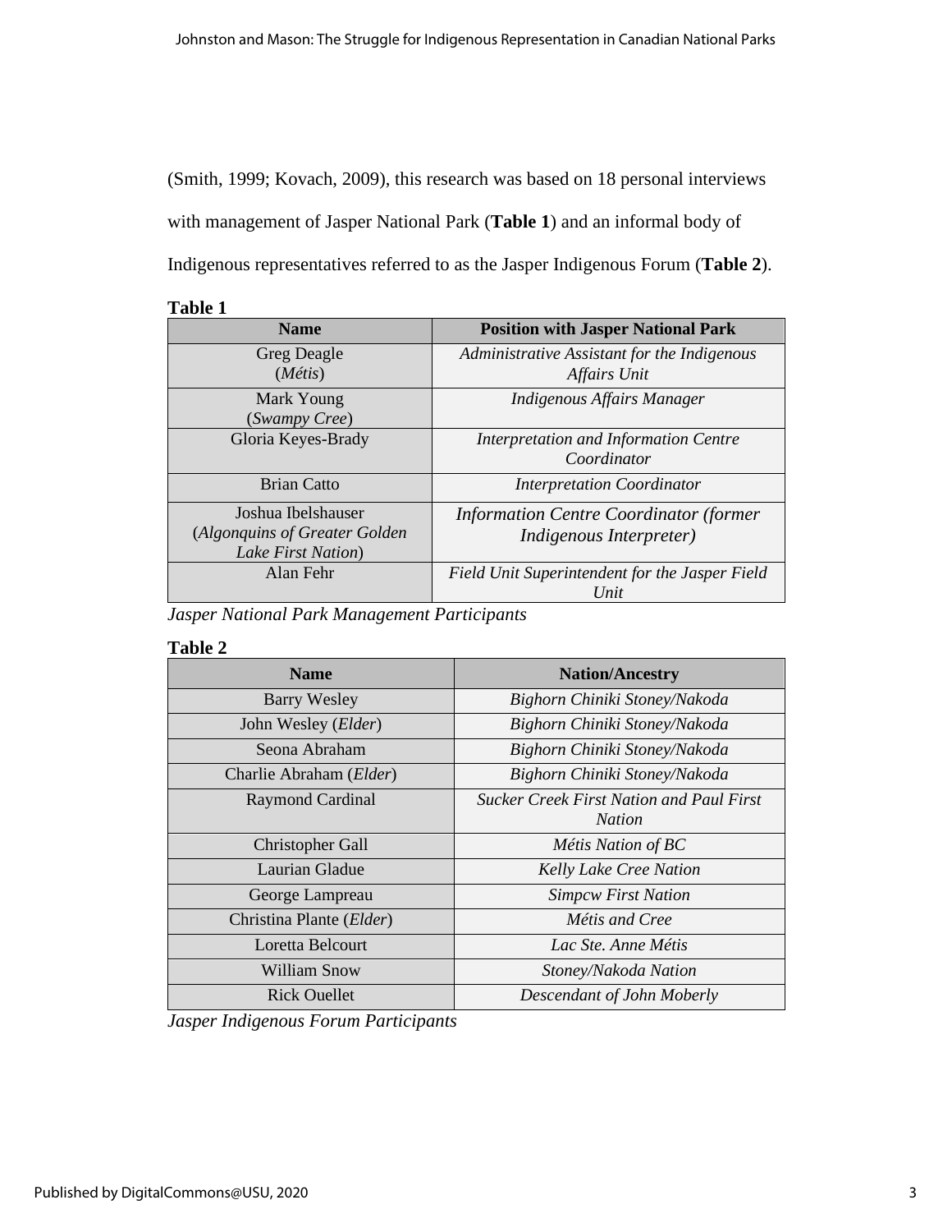(Smith, 1999; Kovach, 2009), this research was based on 18 personal interviews with management of Jasper National Park (**Table 1**) and an informal body of Indigenous representatives referred to as the Jasper Indigenous Forum (**Table 2**).

**Table 1**

| Name | Position with Jasper National Park |
|---|---|
| Greg Deagle (*Métis*) | *Administrative Assistant for the Indigenous Affairs Unit* |
| Mark Young (*Swampy Cree*) | *Indigenous Affairs Manager* |
| Gloria Keyes-Brady | *Interpretation and Information Centre Coordinator* |
| Brian Catto | *Interpretation Coordinator* |
| Joshua Ibelshauser (*Algonquins of Greater Golden Lake First Nation*) | *Information Centre Coordinator (former Indigenous Interpreter)* |
| Alan Fehr | *Field Unit Superintendent for the Jasper Field Unit* |

*Jasper National Park Management Participants*

**Table 2**

| Name | Nation/Ancestry |
|---|---|
| Barry Wesley | *Bighorn Chiniki Stoney/Nakoda* |
| John Wesley (*Elder*) | *Bighorn Chiniki Stoney/Nakoda* |
| Seona Abraham | *Bighorn Chiniki Stoney/Nakoda* |
| Charlie Abraham (*Elder*) | *Bighorn Chiniki Stoney/Nakoda* |
| Raymond Cardinal | *Sucker Creek First Nation and Paul First Nation* |
| Christopher Gall | *Métis Nation of BC* |
| Laurian Gladue | *Kelly Lake Cree Nation* |
| George Lampreau | *Simpcw First Nation* |
| Christina Plante (*Elder*) | *Métis and Cree* |
| Loretta Belcourt | *Lac Ste. Anne Métis* |
| William Snow | *Stoney/Nakoda Nation* |
| Rick Ouellet | *Descendant of John Moberly* |

*Jasper Indigenous Forum Participants*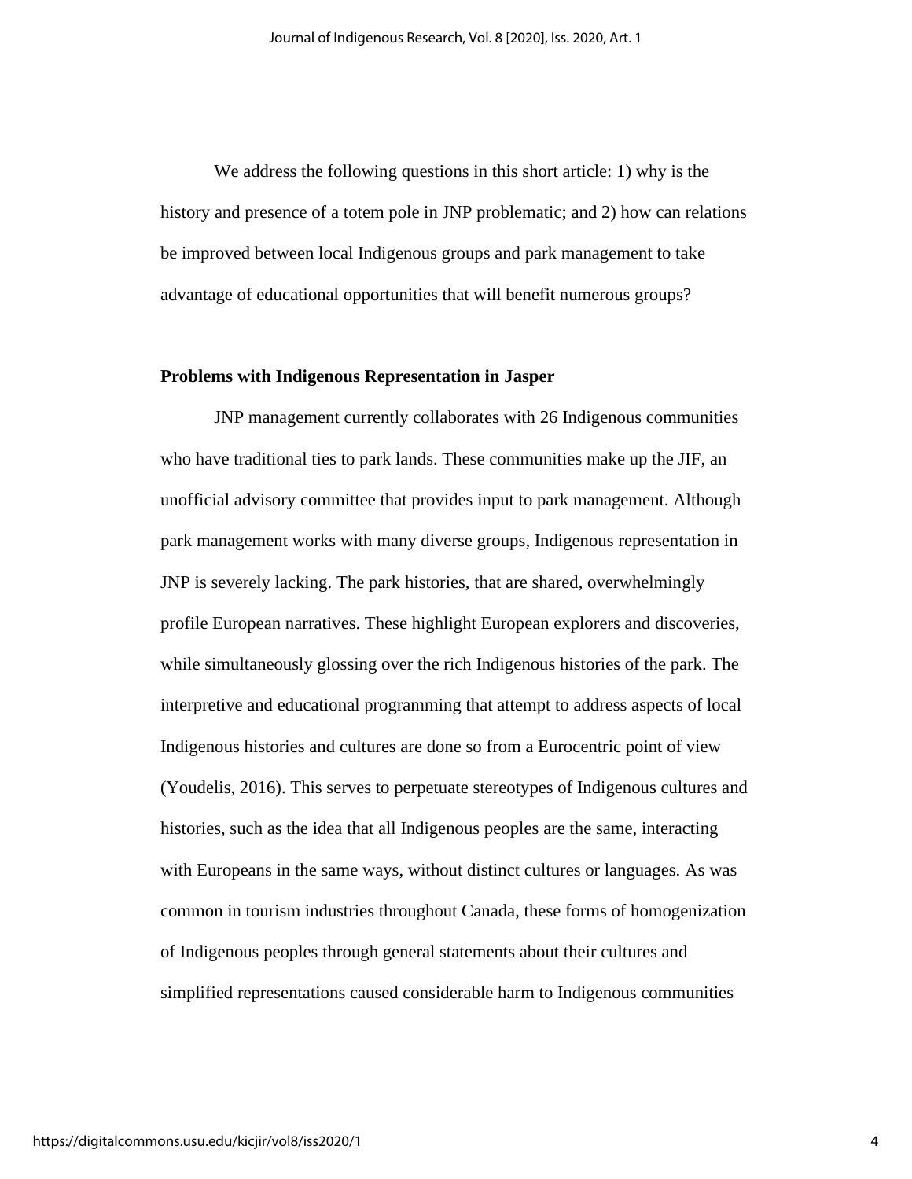We address the following questions in this short article: 1) why is the history and presence of a totem pole in JNP problematic; and 2) how can relations be improved between local Indigenous groups and park management to take advantage of educational opportunities that will benefit numerous groups?

**Problems with Indigenous Representation in Jasper**

JNP management currently collaborates with 26 Indigenous communities who have traditional ties to park lands. These communities make up the JIF, an unofficial advisory committee that provides input to park management. Although park management works with many diverse groups, Indigenous representation in JNP is severely lacking. The park histories, that are shared, overwhelmingly profile European narratives. These highlight European explorers and discoveries, while simultaneously glossing over the rich Indigenous histories of the park. The interpretive and educational programming that attempt to address aspects of local Indigenous histories and cultures are done so from a Eurocentric point of view (Youdelis, 2016). This serves to perpetuate stereotypes of Indigenous cultures and histories, such as the idea that all Indigenous peoples are the same, interacting with Europeans in the same ways, without distinct cultures or languages. As was common in tourism industries throughout Canada, these forms of homogenization of Indigenous peoples through general statements about their cultures and simplified representations caused considerable harm to Indigenous communities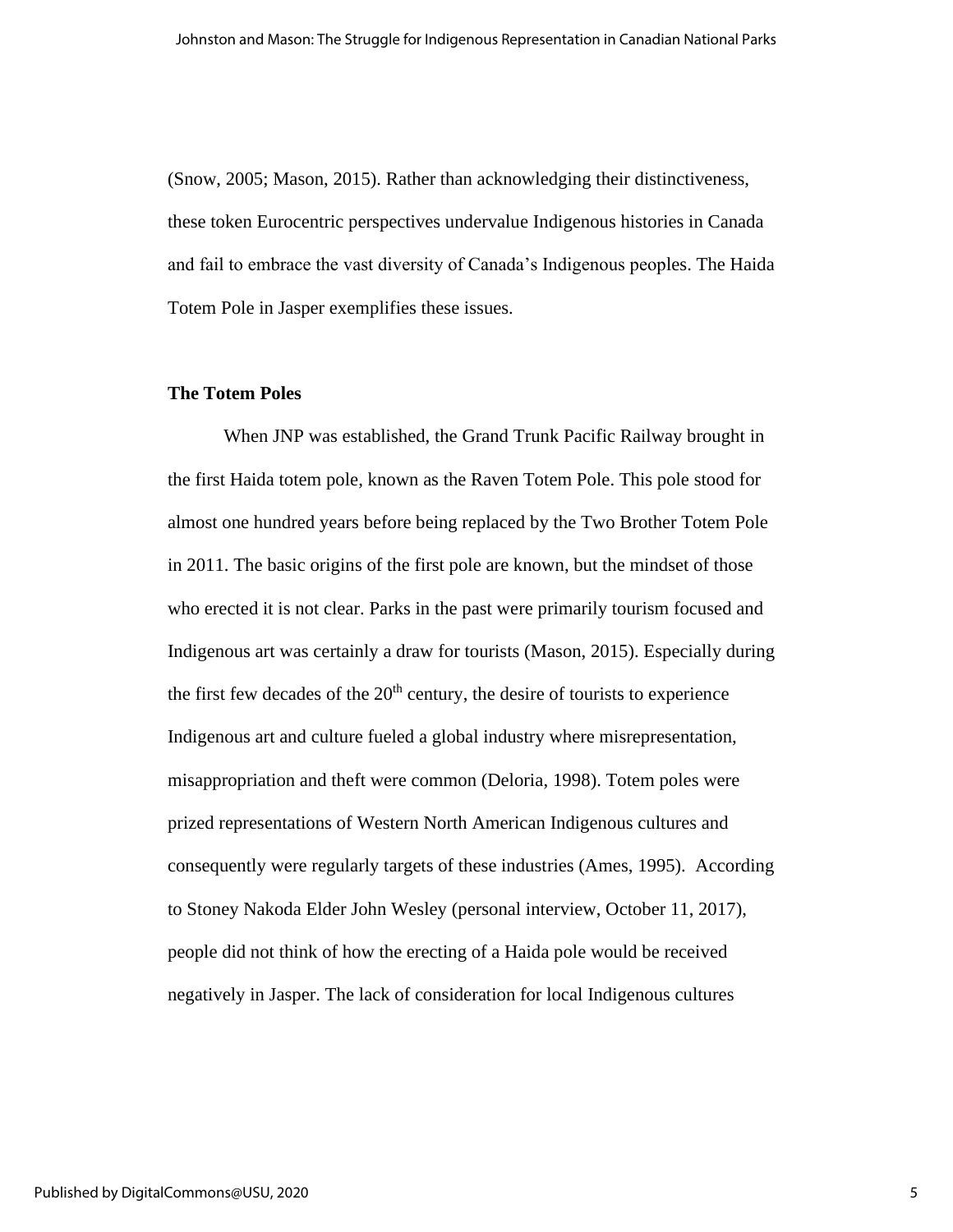(Snow, 2005; Mason, 2015). Rather than acknowledging their distinctiveness, these token Eurocentric perspectives undervalue Indigenous histories in Canada and fail to embrace the vast diversity of Canada's Indigenous peoples. The Haida Totem Pole in Jasper exemplifies these issues.

**The Totem Poles**

When JNP was established, the Grand Trunk Pacific Railway brought in the first Haida totem pole, known as the Raven Totem Pole. This pole stood for almost one hundred years before being replaced by the Two Brother Totem Pole in 2011. The basic origins of the first pole are known, but the mindset of those who erected it is not clear. Parks in the past were primarily tourism focused and Indigenous art was certainly a draw for tourists (Mason, 2015). Especially during the first few decades of the 20th century, the desire of tourists to experience Indigenous art and culture fueled a global industry where misrepresentation, misappropriation and theft were common (Deloria, 1998). Totem poles were prized representations of Western North American Indigenous cultures and consequently were regularly targets of these industries (Ames, 1995). According to Stoney Nakoda Elder John Wesley (personal interview, October 11, 2017), people did not think of how the erecting of a Haida pole would be received negatively in Jasper. The lack of consideration for local Indigenous cultures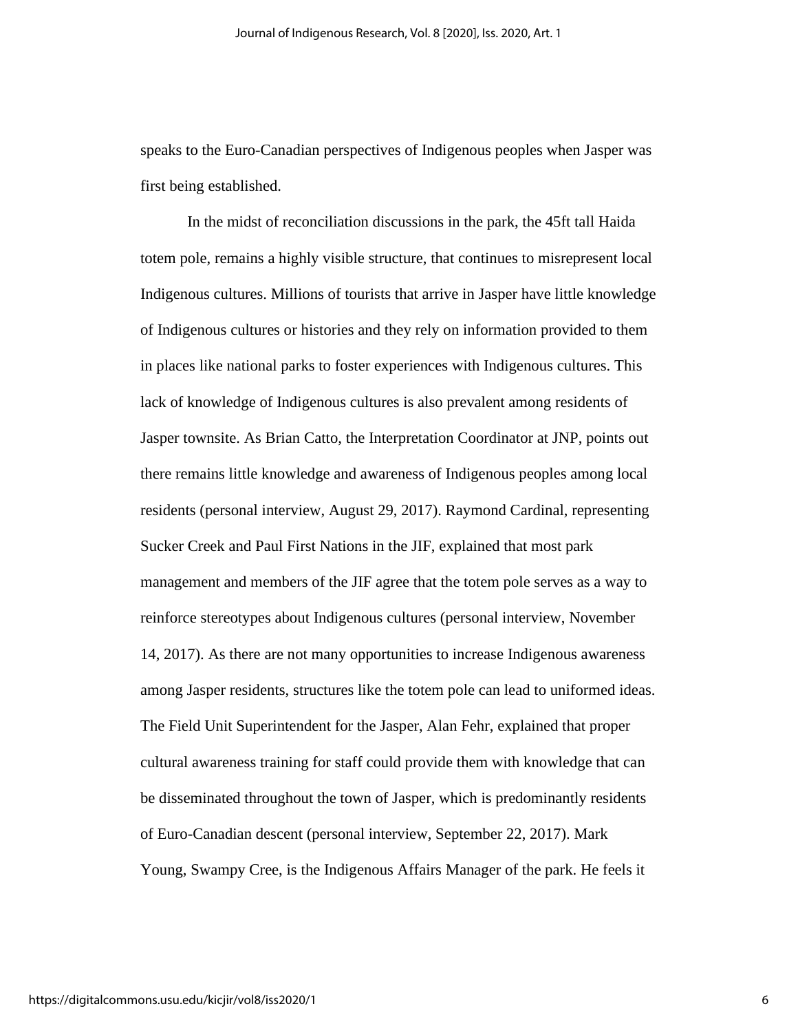speaks to the Euro-Canadian perspectives of Indigenous peoples when Jasper was first being established.

In the midst of reconciliation discussions in the park, the 45ft tall Haida totem pole, remains a highly visible structure, that continues to misrepresent local Indigenous cultures. Millions of tourists that arrive in Jasper have little knowledge of Indigenous cultures or histories and they rely on information provided to them in places like national parks to foster experiences with Indigenous cultures. This lack of knowledge of Indigenous cultures is also prevalent among residents of Jasper townsite. As Brian Catto, the Interpretation Coordinator at JNP, points out there remains little knowledge and awareness of Indigenous peoples among local residents (personal interview, August 29, 2017). Raymond Cardinal, representing Sucker Creek and Paul First Nations in the JIF, explained that most park management and members of the JIF agree that the totem pole serves as a way to reinforce stereotypes about Indigenous cultures (personal interview, November 14, 2017). As there are not many opportunities to increase Indigenous awareness among Jasper residents, structures like the totem pole can lead to uniformed ideas. The Field Unit Superintendent for the Jasper, Alan Fehr, explained that proper cultural awareness training for staff could provide them with knowledge that can be disseminated throughout the town of Jasper, which is predominantly residents of Euro-Canadian descent (personal interview, September 22, 2017). Mark Young, Swampy Cree, is the Indigenous Affairs Manager of the park. He feels it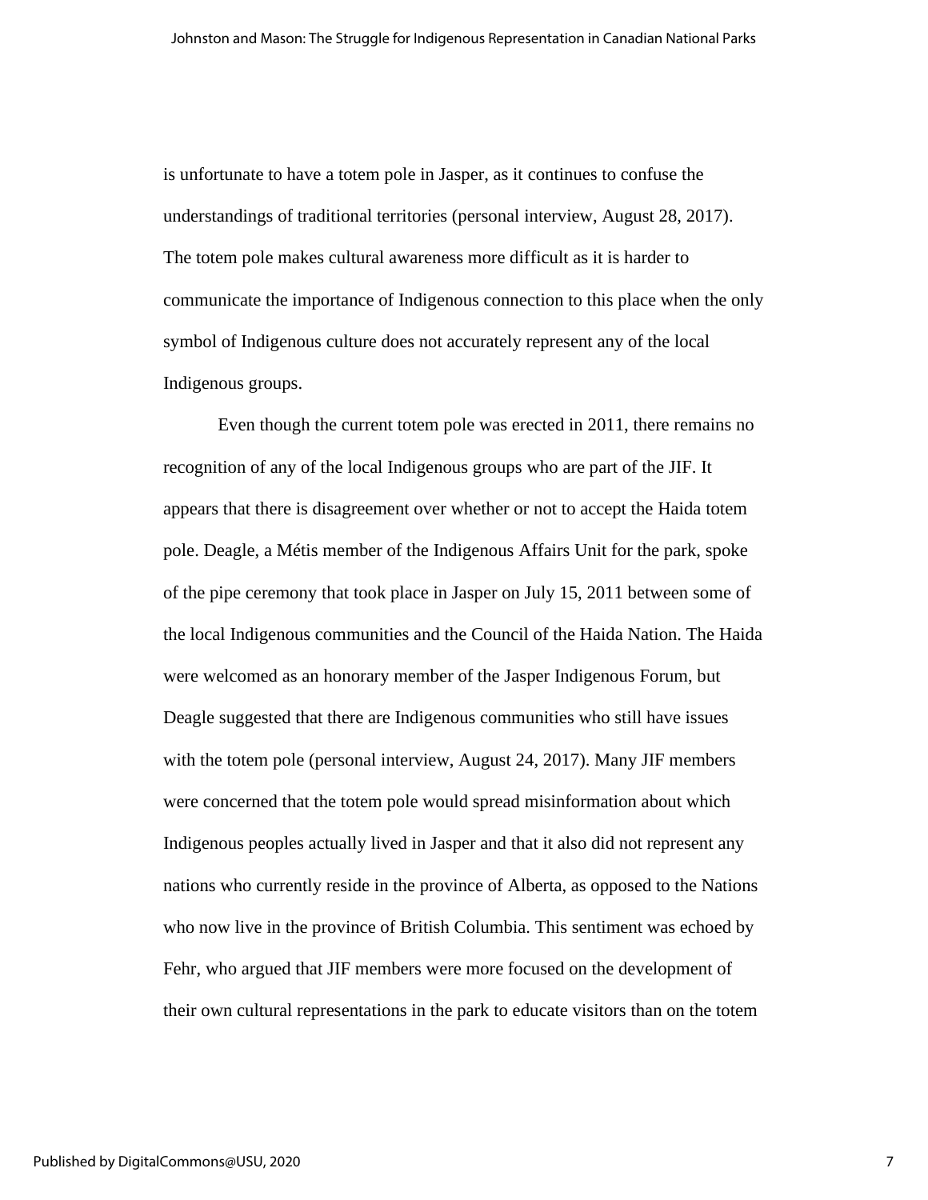is unfortunate to have a totem pole in Jasper, as it continues to confuse the understandings of traditional territories (personal interview, August 28, 2017). The totem pole makes cultural awareness more difficult as it is harder to communicate the importance of Indigenous connection to this place when the only symbol of Indigenous culture does not accurately represent any of the local Indigenous groups.

Even though the current totem pole was erected in 2011, there remains no recognition of any of the local Indigenous groups who are part of the JIF. It appears that there is disagreement over whether or not to accept the Haida totem pole. Deagle, a Métis member of the Indigenous Affairs Unit for the park, spoke of the pipe ceremony that took place in Jasper on July 15, 2011 between some of the local Indigenous communities and the Council of the Haida Nation. The Haida were welcomed as an honorary member of the Jasper Indigenous Forum, but Deagle suggested that there are Indigenous communities who still have issues with the totem pole (personal interview, August 24, 2017). Many JIF members were concerned that the totem pole would spread misinformation about which Indigenous peoples actually lived in Jasper and that it also did not represent any nations who currently reside in the province of Alberta, as opposed to the Nations who now live in the province of British Columbia. This sentiment was echoed by Fehr, who argued that JIF members were more focused on the development of their own cultural representations in the park to educate visitors than on the totem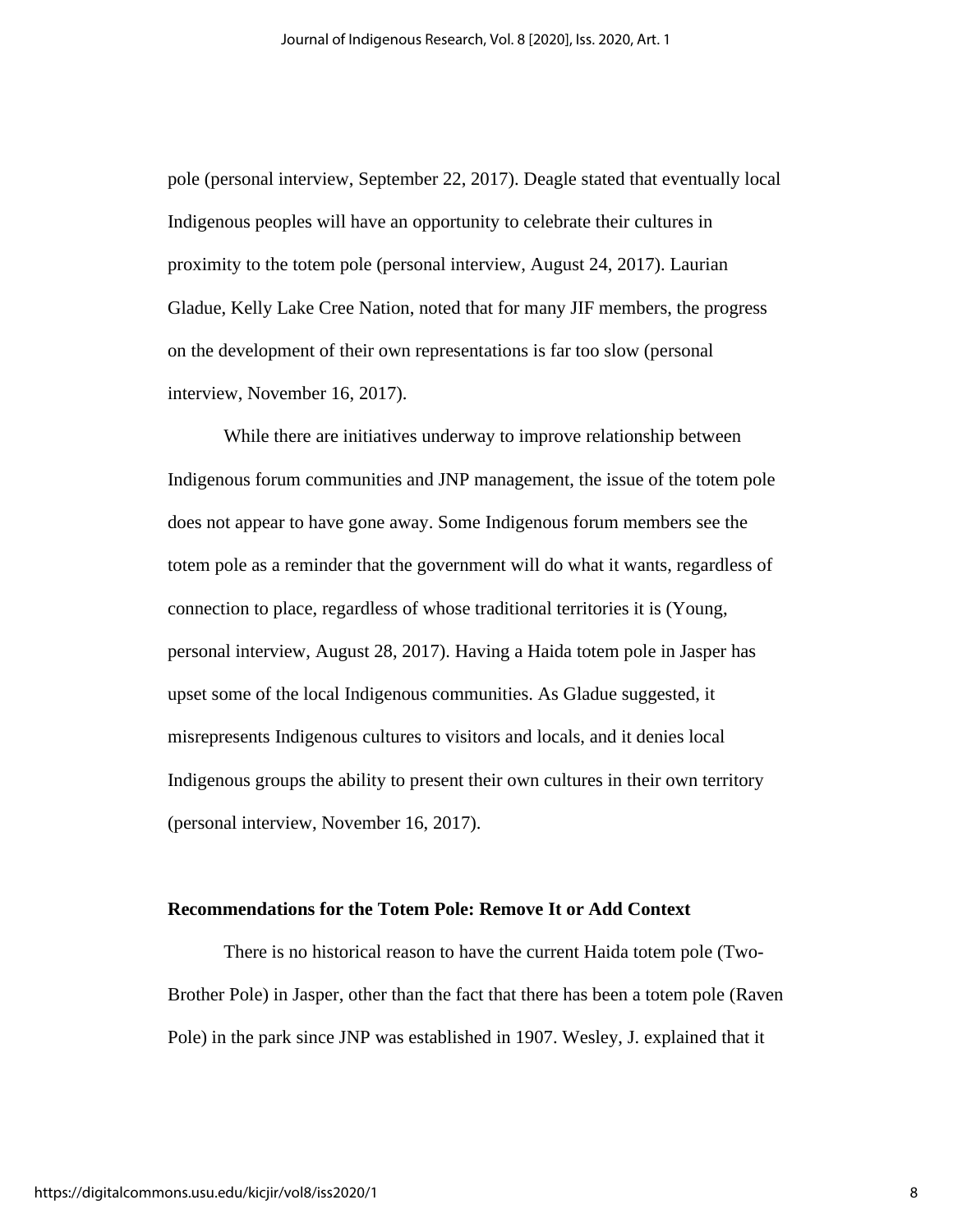pole (personal interview, September 22, 2017). Deagle stated that eventually local Indigenous peoples will have an opportunity to celebrate their cultures in proximity to the totem pole (personal interview, August 24, 2017). Laurian Gladue, Kelly Lake Cree Nation, noted that for many JIF members, the progress on the development of their own representations is far too slow (personal interview, November 16, 2017).

While there are initiatives underway to improve relationship between Indigenous forum communities and JNP management, the issue of the totem pole does not appear to have gone away. Some Indigenous forum members see the totem pole as a reminder that the government will do what it wants, regardless of connection to place, regardless of whose traditional territories it is (Young, personal interview, August 28, 2017). Having a Haida totem pole in Jasper has upset some of the local Indigenous communities. As Gladue suggested, it misrepresents Indigenous cultures to visitors and locals, and it denies local Indigenous groups the ability to present their own cultures in their own territory (personal interview, November 16, 2017).

### Recommendations for the Totem Pole: Remove It or Add Context

There is no historical reason to have the current Haida totem pole (Two-Brother Pole) in Jasper, other than the fact that there has been a totem pole (Raven Pole) in the park since JNP was established in 1907. Wesley, J. explained that it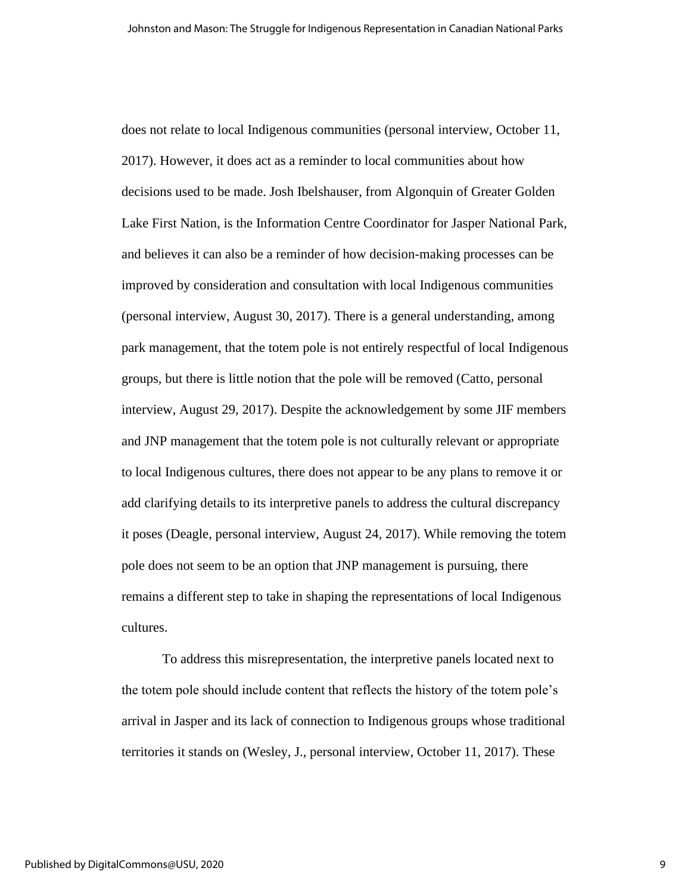does not relate to local Indigenous communities (personal interview, October 11, 2017). However, it does act as a reminder to local communities about how decisions used to be made. Josh Ibelshauser, from Algonquin of Greater Golden Lake First Nation, is the Information Centre Coordinator for Jasper National Park, and believes it can also be a reminder of how decision-making processes can be improved by consideration and consultation with local Indigenous communities (personal interview, August 30, 2017). There is a general understanding, among park management, that the totem pole is not entirely respectful of local Indigenous groups, but there is little notion that the pole will be removed (Catto, personal interview, August 29, 2017). Despite the acknowledgement by some JIF members and JNP management that the totem pole is not culturally relevant or appropriate to local Indigenous cultures, there does not appear to be any plans to remove it or add clarifying details to its interpretive panels to address the cultural discrepancy it poses (Deagle, personal interview, August 24, 2017). While removing the totem pole does not seem to be an option that JNP management is pursuing, there remains a different step to take in shaping the representations of local Indigenous cultures.

To address this misrepresentation, the interpretive panels located next to the totem pole should include content that reflects the history of the totem pole's arrival in Jasper and its lack of connection to Indigenous groups whose traditional territories it stands on (Wesley, J., personal interview, October 11, 2017). These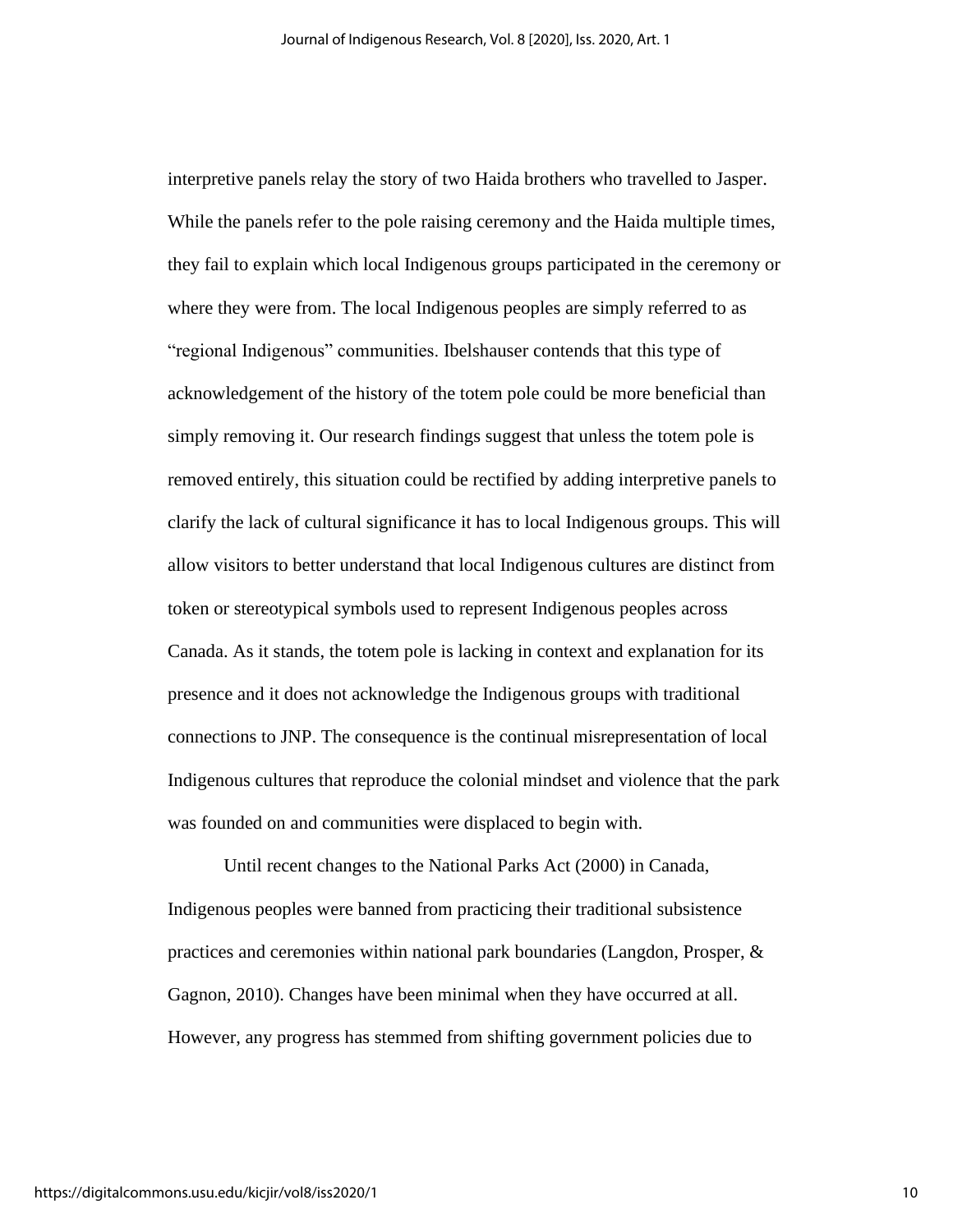interpretive panels relay the story of two Haida brothers who travelled to Jasper. While the panels refer to the pole raising ceremony and the Haida multiple times, they fail to explain which local Indigenous groups participated in the ceremony or where they were from. The local Indigenous peoples are simply referred to as "regional Indigenous" communities. Ibelshauser contends that this type of acknowledgement of the history of the totem pole could be more beneficial than simply removing it. Our research findings suggest that unless the totem pole is removed entirely, this situation could be rectified by adding interpretive panels to clarify the lack of cultural significance it has to local Indigenous groups. This will allow visitors to better understand that local Indigenous cultures are distinct from token or stereotypical symbols used to represent Indigenous peoples across Canada. As it stands, the totem pole is lacking in context and explanation for its presence and it does not acknowledge the Indigenous groups with traditional connections to JNP. The consequence is the continual misrepresentation of local Indigenous cultures that reproduce the colonial mindset and violence that the park was founded on and communities were displaced to begin with.

Until recent changes to the National Parks Act (2000) in Canada, Indigenous peoples were banned from practicing their traditional subsistence practices and ceremonies within national park boundaries (Langdon, Prosper, & Gagnon, 2010). Changes have been minimal when they have occurred at all. However, any progress has stemmed from shifting government policies due to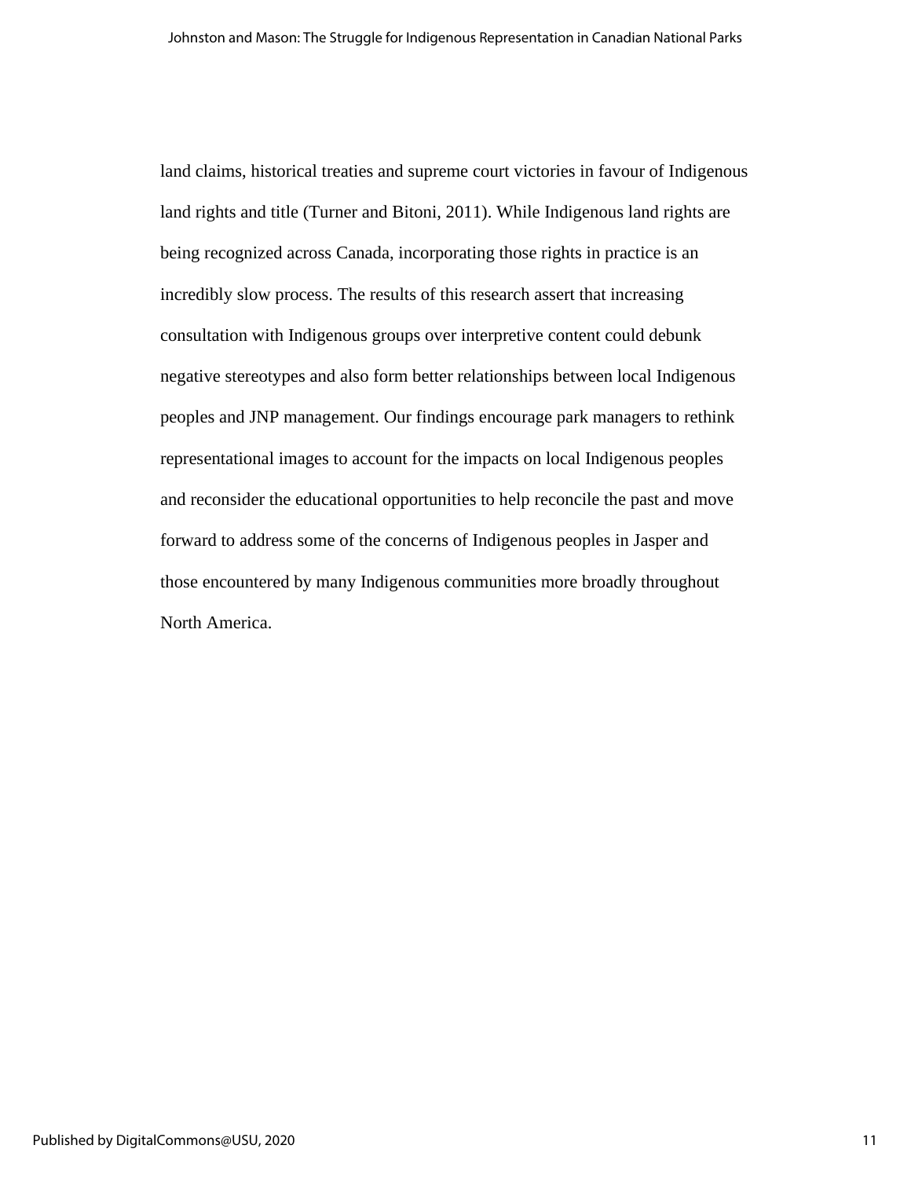land claims, historical treaties and supreme court victories in favour of Indigenous land rights and title (Turner and Bitoni, 2011). While Indigenous land rights are being recognized across Canada, incorporating those rights in practice is an incredibly slow process. The results of this research assert that increasing consultation with Indigenous groups over interpretive content could debunk negative stereotypes and also form better relationships between local Indigenous peoples and JNP management. Our findings encourage park managers to rethink representational images to account for the impacts on local Indigenous peoples and reconsider the educational opportunities to help reconcile the past and move forward to address some of the concerns of Indigenous peoples in Jasper and those encountered by many Indigenous communities more broadly throughout North America.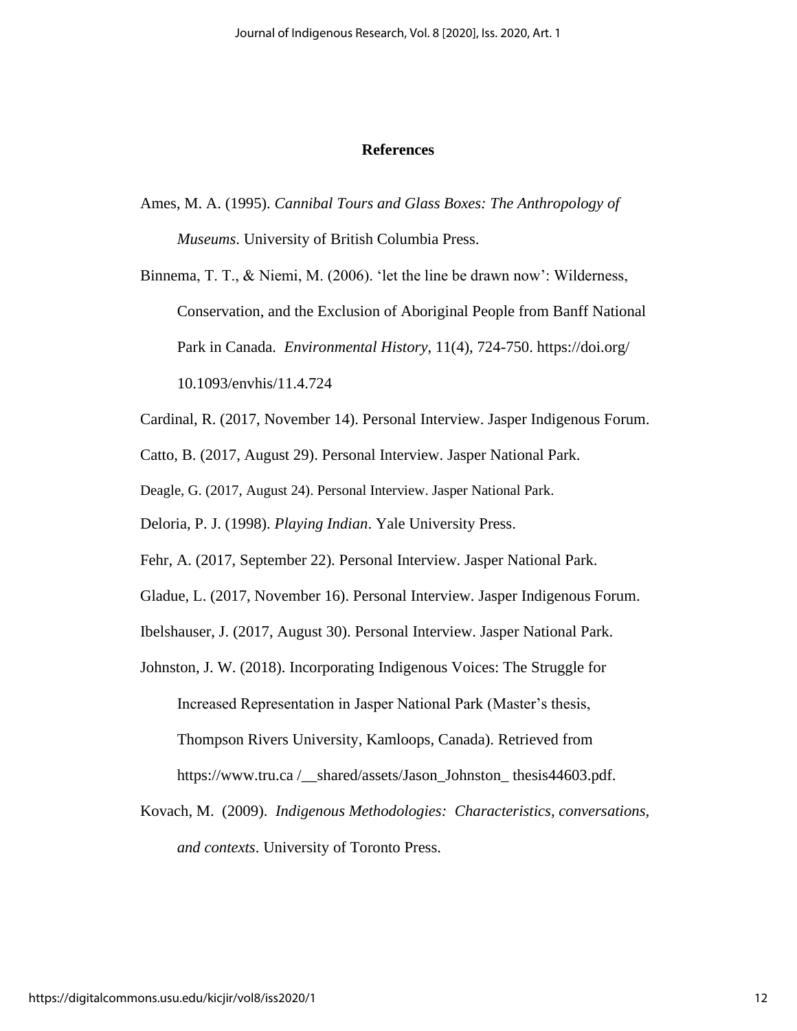## References

Ames, M. A. (1995). *Cannibal Tours and Glass Boxes: The Anthropology of Museums*. University of British Columbia Press.

Binnema, T. T., & Niemi, M. (2006). 'let the line be drawn now': Wilderness, Conservation, and the Exclusion of Aboriginal People from Banff National Park in Canada. *Environmental History*, 11(4), 724-750. https://doi.org/10.1093/envhis/11.4.724

Cardinal, R. (2017, November 14). Personal Interview. Jasper Indigenous Forum.

Catto, B. (2017, August 29). Personal Interview. Jasper National Park.

Deagle, G. (2017, August 24). Personal Interview. Jasper National Park.

Deloria, P. J. (1998). *Playing Indian*. Yale University Press.

Fehr, A. (2017, September 22). Personal Interview. Jasper National Park.

Gladue, L. (2017, November 16). Personal Interview. Jasper Indigenous Forum.

Ibelshauser, J. (2017, August 30). Personal Interview. Jasper National Park.

Johnston, J. W. (2018). Incorporating Indigenous Voices: The Struggle for Increased Representation in Jasper National Park (Master's thesis, Thompson Rivers University, Kamloops, Canada). Retrieved from https://www.tru.ca /__shared/assets/Jason_Johnston_ thesis44603.pdf.

Kovach, M. (2009). *Indigenous Methodologies: Characteristics, conversations, and contexts*. University of Toronto Press.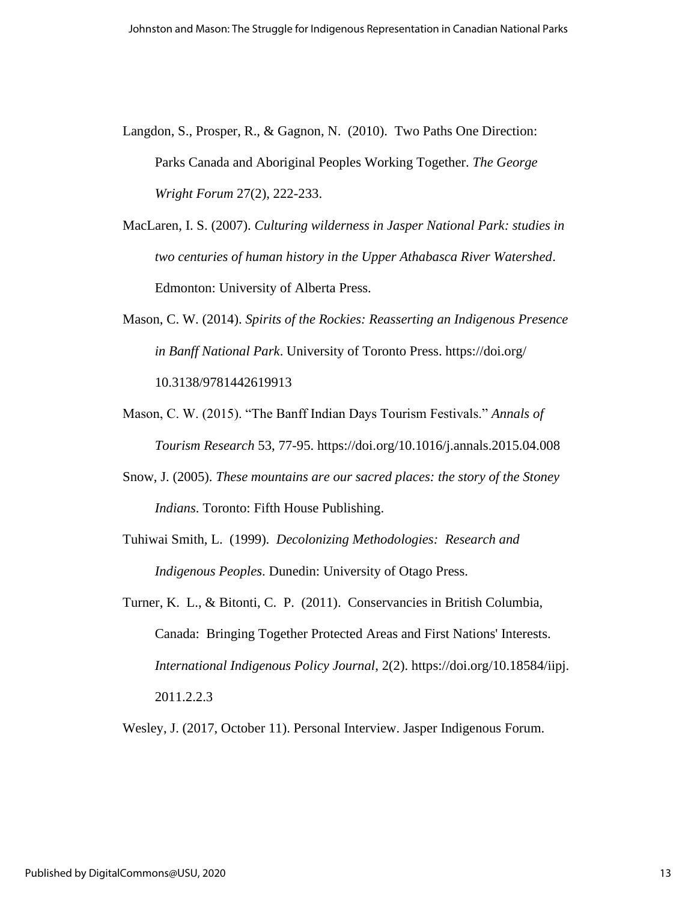Langdon, S., Prosper, R., & Gagnon, N. (2010). Two Paths One Direction: Parks Canada and Aboriginal Peoples Working Together. *The George Wright Forum* 27(2), 222-233.

MacLaren, I. S. (2007). *Culturing wilderness in Jasper National Park: studies in two centuries of human history in the Upper Athabasca River Watershed*. Edmonton: University of Alberta Press.

Mason, C. W. (2014). *Spirits of the Rockies: Reasserting an Indigenous Presence in Banff National Park*. University of Toronto Press. https://doi.org/10.3138/9781442619913

Mason, C. W. (2015). "The Banff Indian Days Tourism Festivals." *Annals of Tourism Research* 53, 77-95. https://doi.org/10.1016/j.annals.2015.04.008

Snow, J. (2005). *These mountains are our sacred places: the story of the Stoney Indians*. Toronto: Fifth House Publishing.

Tuhiwai Smith, L. (1999). *Decolonizing Methodologies: Research and Indigenous Peoples*. Dunedin: University of Otago Press.

Turner, K. L., & Bitonti, C. P. (2011). Conservancies in British Columbia, Canada: Bringing Together Protected Areas and First Nations' Interests. *International Indigenous Policy Journal*, 2(2). https://doi.org/10.18584/iipj.2011.2.2.3

Wesley, J. (2017, October 11). Personal Interview. Jasper Indigenous Forum.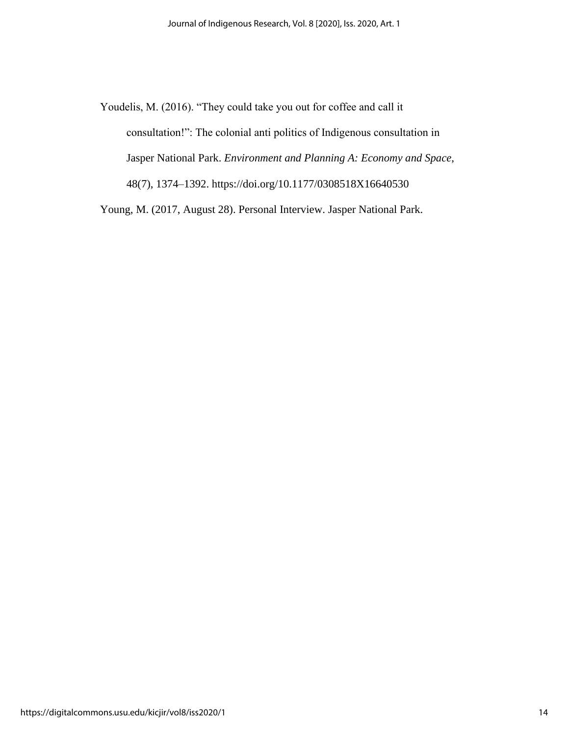Youdelis, M. (2016). “They could take you out for coffee and call it consultation!”: The colonial anti politics of Indigenous consultation in Jasper National Park. *Environment and Planning A: Economy and Space*, 48(7), 1374–1392. https://doi.org/10.1177/0308518X16640530

Young, M. (2017, August 28). Personal Interview. Jasper National Park.